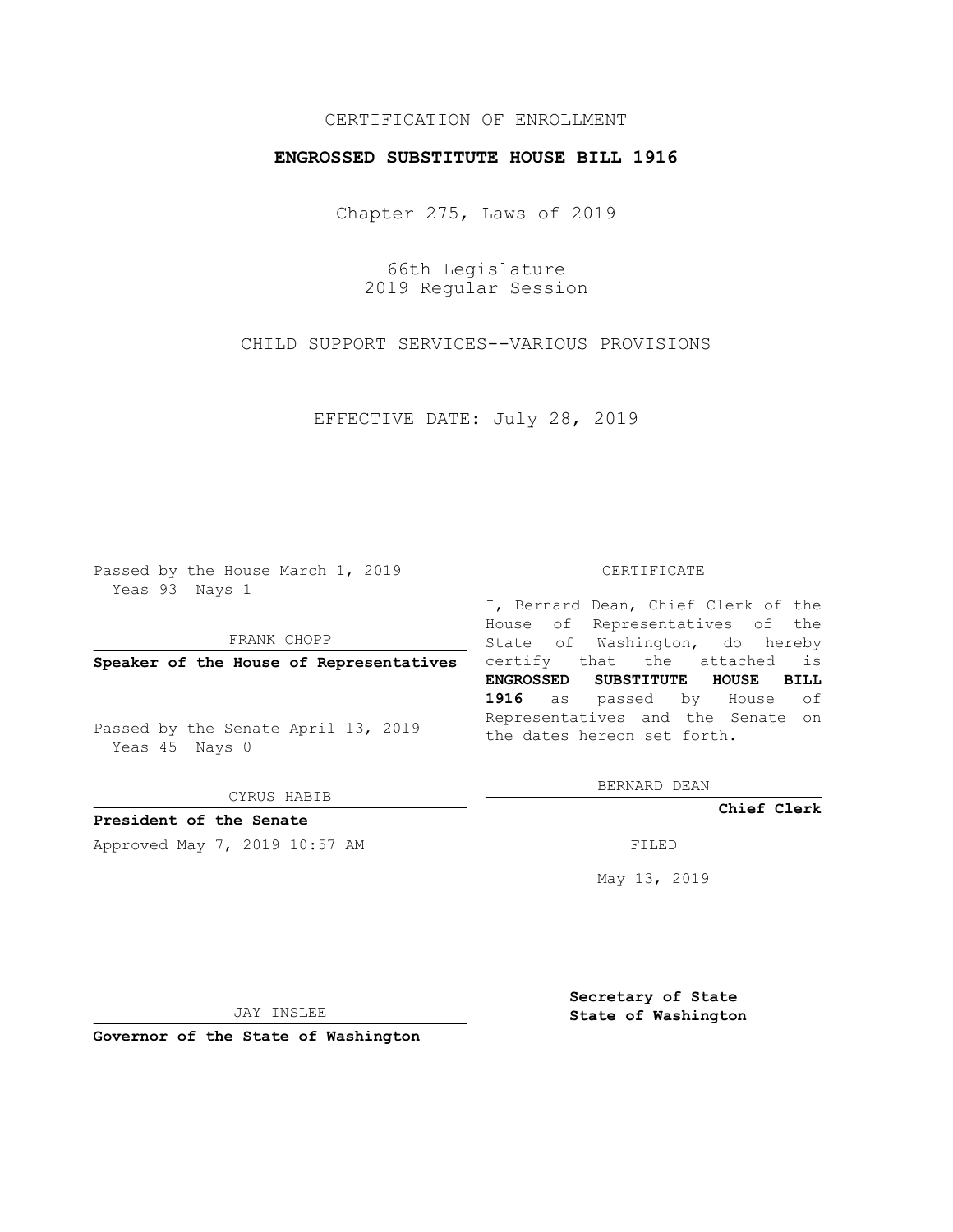CERTIFICATION OF ENROLLMENT

**ENGROSSED SUBSTITUTE HOUSE BILL 1916**

Chapter 275, Laws of 2019

66th Legislature
2019 Regular Session

CHILD SUPPORT SERVICES--VARIOUS PROVISIONS

EFFECTIVE DATE: July 28, 2019

Passed by the House March 1, 2019
Yeas 93 Nays 1

FRANK CHOPP

**Speaker of the House of Representatives**

Passed by the Senate April 13, 2019
Yeas 45 Nays 0

CYRUS HABIB

**President of the Senate**

Approved May 7, 2019 10:57 AM

JAY INSLEE

**Governor of the State of Washington**

CERTIFICATE

I, Bernard Dean, Chief Clerk of the House of Representatives of the State of Washington, do hereby certify that the attached is **ENGROSSED SUBSTITUTE HOUSE BILL 1916** as passed by House of Representatives and the Senate on the dates hereon set forth.

BERNARD DEAN

**Chief Clerk**

FILED

May 13, 2019

**Secretary of State**
**State of Washington**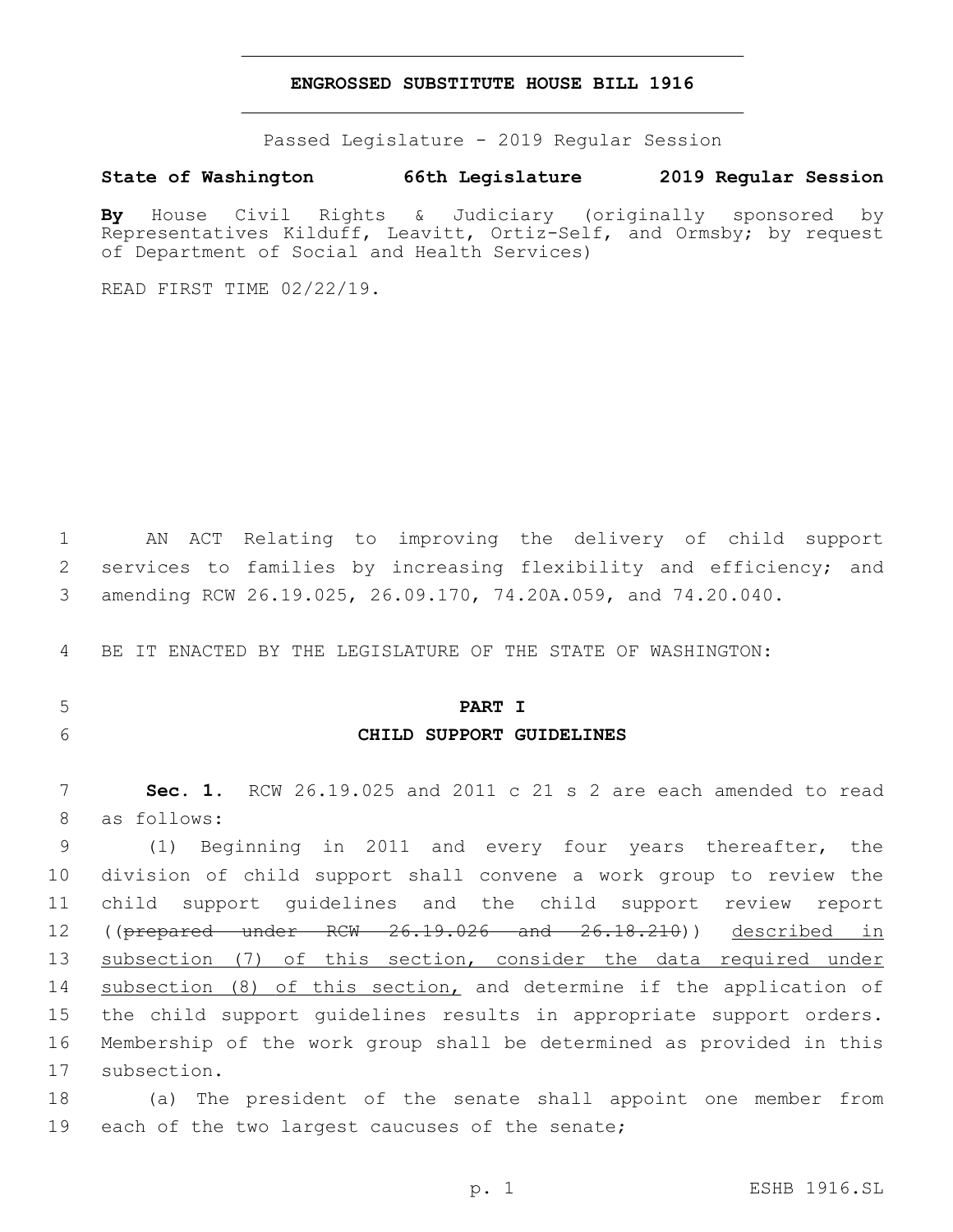# ENGROSSED SUBSTITUTE HOUSE BILL 1916

Passed Legislature - 2019 Regular Session

**State of Washington 66th Legislature 2019 Regular Session**

**By** House Civil Rights & Judiciary (originally sponsored by Representatives Kilduff, Leavitt, Ortiz-Self, and Ormsby; by request of Department of Social and Health Services)

READ FIRST TIME 02/22/19.

AN ACT Relating to improving the delivery of child support services to families by increasing flexibility and efficiency; and amending RCW 26.19.025, 26.09.170, 74.20A.059, and 74.20.040.

BE IT ENACTED BY THE LEGISLATURE OF THE STATE OF WASHINGTON:

## PART I
## CHILD SUPPORT GUIDELINES

**Sec. 1.** RCW 26.19.025 and 2011 c 21 s 2 are each amended to read as follows:

(1) Beginning in 2011 and every four years thereafter, the division of child support shall convene a work group to review the child support guidelines and the child support review report ((~~prepared under RCW 26.19.026 and 26.18.210~~)) <u>described in subsection (7) of this section, consider the data required under subsection (8) of this section,</u> and determine if the application of the child support guidelines results in appropriate support orders. Membership of the work group shall be determined as provided in this subsection.

(a) The president of the senate shall appoint one member from each of the two largest caucuses of the senate;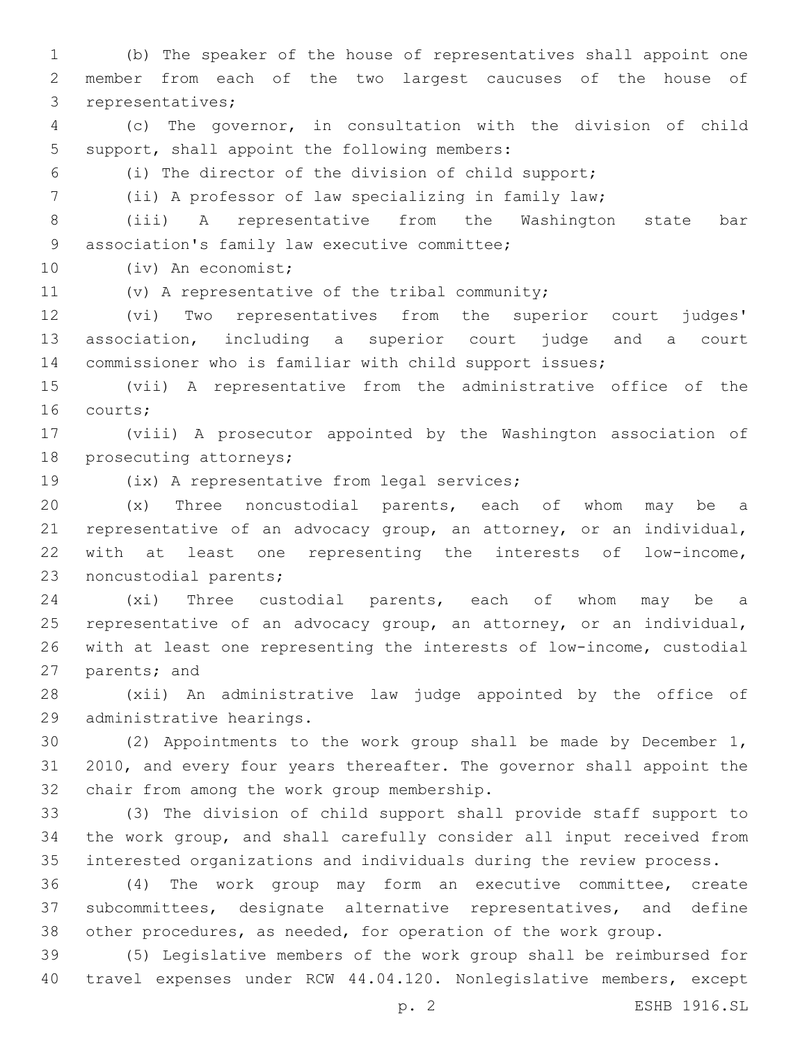(b) The speaker of the house of representatives shall appoint one member from each of the two largest caucuses of the house of representatives;

(c) The governor, in consultation with the division of child support, shall appoint the following members:

(i) The director of the division of child support;

(ii) A professor of law specializing in family law;

(iii) A representative from the Washington state bar association's family law executive committee;

(iv) An economist;

(v) A representative of the tribal community;

(vi) Two representatives from the superior court judges' association, including a superior court judge and a court commissioner who is familiar with child support issues;

(vii) A representative from the administrative office of the courts;

(viii) A prosecutor appointed by the Washington association of prosecuting attorneys;

(ix) A representative from legal services;

(x) Three noncustodial parents, each of whom may be a representative of an advocacy group, an attorney, or an individual, with at least one representing the interests of low-income, noncustodial parents;

(xi) Three custodial parents, each of whom may be a representative of an advocacy group, an attorney, or an individual, with at least one representing the interests of low-income, custodial parents; and

(xii) An administrative law judge appointed by the office of administrative hearings.

(2) Appointments to the work group shall be made by December 1, 2010, and every four years thereafter. The governor shall appoint the chair from among the work group membership.

(3) The division of child support shall provide staff support to the work group, and shall carefully consider all input received from interested organizations and individuals during the review process.

(4) The work group may form an executive committee, create subcommittees, designate alternative representatives, and define other procedures, as needed, for operation of the work group.

(5) Legislative members of the work group shall be reimbursed for travel expenses under RCW 44.04.120. Nonlegislative members, except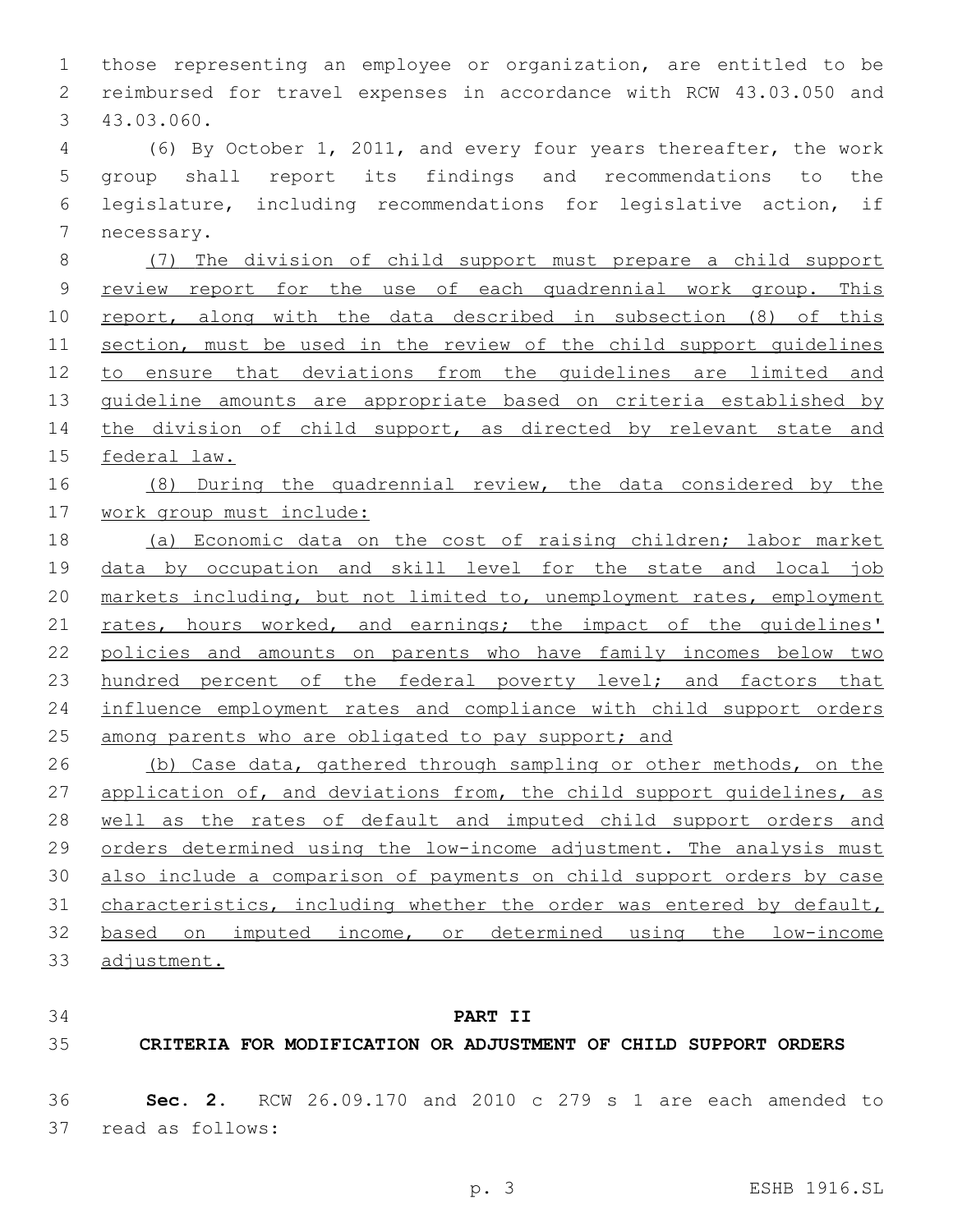those representing an employee or organization, are entitled to be reimbursed for travel expenses in accordance with RCW 43.03.050 and 43.03.060.

(6) By October 1, 2011, and every four years thereafter, the work group shall report its findings and recommendations to the legislature, including recommendations for legislative action, if necessary.

<u>(7) The division of child support must prepare a child support review report for the use of each quadrennial work group. This report, along with the data described in subsection (8) of this section, must be used in the review of the child support guidelines to ensure that deviations from the guidelines are limited and guideline amounts are appropriate based on criteria established by the division of child support, as directed by relevant state and federal law.</u>

<u>(8) During the quadrennial review, the data considered by the work group must include:</u>

<u>(a) Economic data on the cost of raising children; labor market data by occupation and skill level for the state and local job markets including, but not limited to, unemployment rates, employment rates, hours worked, and earnings; the impact of the guidelines' policies and amounts on parents who have family incomes below two hundred percent of the federal poverty level; and factors that influence employment rates and compliance with child support orders among parents who are obligated to pay support; and</u>

<u>(b) Case data, gathered through sampling or other methods, on the application of, and deviations from, the child support guidelines, as well as the rates of default and imputed child support orders and orders determined using the low-income adjustment. The analysis must also include a comparison of payments on child support orders by case characteristics, including whether the order was entered by default, based on imputed income, or determined using the low-income adjustment.</u>

## PART II
## CRITERIA FOR MODIFICATION OR ADJUSTMENT OF CHILD SUPPORT ORDERS

**Sec. 2.** RCW 26.09.170 and 2010 c 279 s 1 are each amended to read as follows: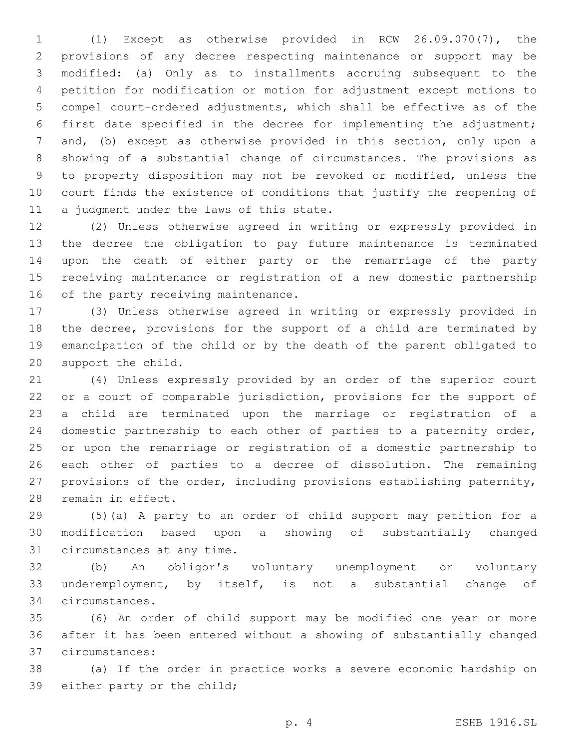(1) Except as otherwise provided in RCW 26.09.070(7), the provisions of any decree respecting maintenance or support may be modified: (a) Only as to installments accruing subsequent to the petition for modification or motion for adjustment except motions to compel court-ordered adjustments, which shall be effective as of the first date specified in the decree for implementing the adjustment; and, (b) except as otherwise provided in this section, only upon a showing of a substantial change of circumstances. The provisions as to property disposition may not be revoked or modified, unless the court finds the existence of conditions that justify the reopening of a judgment under the laws of this state.

(2) Unless otherwise agreed in writing or expressly provided in the decree the obligation to pay future maintenance is terminated upon the death of either party or the remarriage of the party receiving maintenance or registration of a new domestic partnership of the party receiving maintenance.

(3) Unless otherwise agreed in writing or expressly provided in the decree, provisions for the support of a child are terminated by emancipation of the child or by the death of the parent obligated to support the child.

(4) Unless expressly provided by an order of the superior court or a court of comparable jurisdiction, provisions for the support of a child are terminated upon the marriage or registration of a domestic partnership to each other of parties to a paternity order, or upon the remarriage or registration of a domestic partnership to each other of parties to a decree of dissolution. The remaining provisions of the order, including provisions establishing paternity, remain in effect.

(5)(a) A party to an order of child support may petition for a modification based upon a showing of substantially changed circumstances at any time.

(b) An obligor's voluntary unemployment or voluntary underemployment, by itself, is not a substantial change of circumstances.

(6) An order of child support may be modified one year or more after it has been entered without a showing of substantially changed circumstances:

(a) If the order in practice works a severe economic hardship on either party or the child;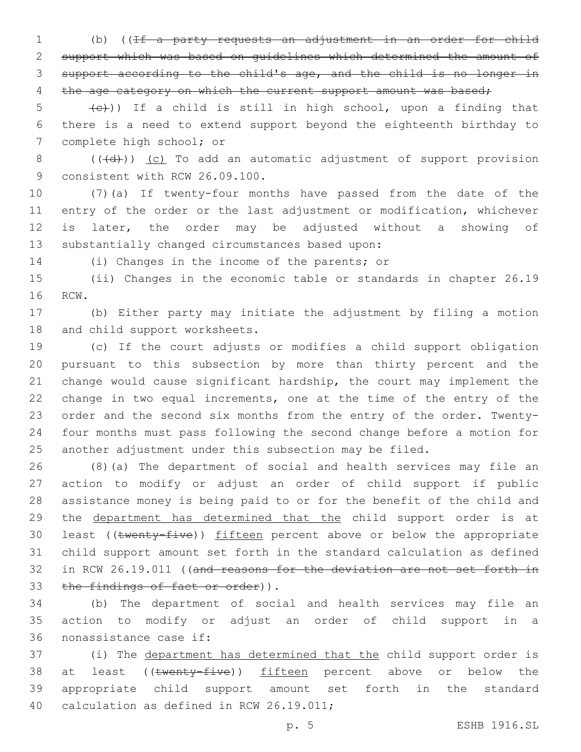(b) ((~~If a party requests an adjustment in an order for child support which was based on guidelines which determined the amount of support according to the child's age, and the child is no longer in the age category on which the current support amount was based;~~

~~(c)~~)) If a child is still in high school, upon a finding that there is a need to extend support beyond the eighteenth birthday to complete high school; or

((~~(d)~~)) <u>(c)</u> To add an automatic adjustment of support provision consistent with RCW 26.09.100.

(7)(a) If twenty-four months have passed from the date of the entry of the order or the last adjustment or modification, whichever is later, the order may be adjusted without a showing of substantially changed circumstances based upon:

(i) Changes in the income of the parents; or

(ii) Changes in the economic table or standards in chapter 26.19 RCW.

(b) Either party may initiate the adjustment by filing a motion and child support worksheets.

(c) If the court adjusts or modifies a child support obligation pursuant to this subsection by more than thirty percent and the change would cause significant hardship, the court may implement the change in two equal increments, one at the time of the entry of the order and the second six months from the entry of the order. Twenty-four months must pass following the second change before a motion for another adjustment under this subsection may be filed.

(8)(a) The department of social and health services may file an action to modify or adjust an order of child support if public assistance money is being paid to or for the benefit of the child and the <u>department has determined that the</u> child support order is at least ((~~twenty-five~~)) <u>fifteen</u> percent above or below the appropriate child support amount set forth in the standard calculation as defined in RCW 26.19.011 ((~~and reasons for the deviation are not set forth in the findings of fact or order~~)).

(b) The department of social and health services may file an action to modify or adjust an order of child support in a nonassistance case if:

(i) The <u>department has determined that the</u> child support order is at least ((~~twenty-five~~)) <u>fifteen</u> percent above or below the appropriate child support amount set forth in the standard calculation as defined in RCW 26.19.011;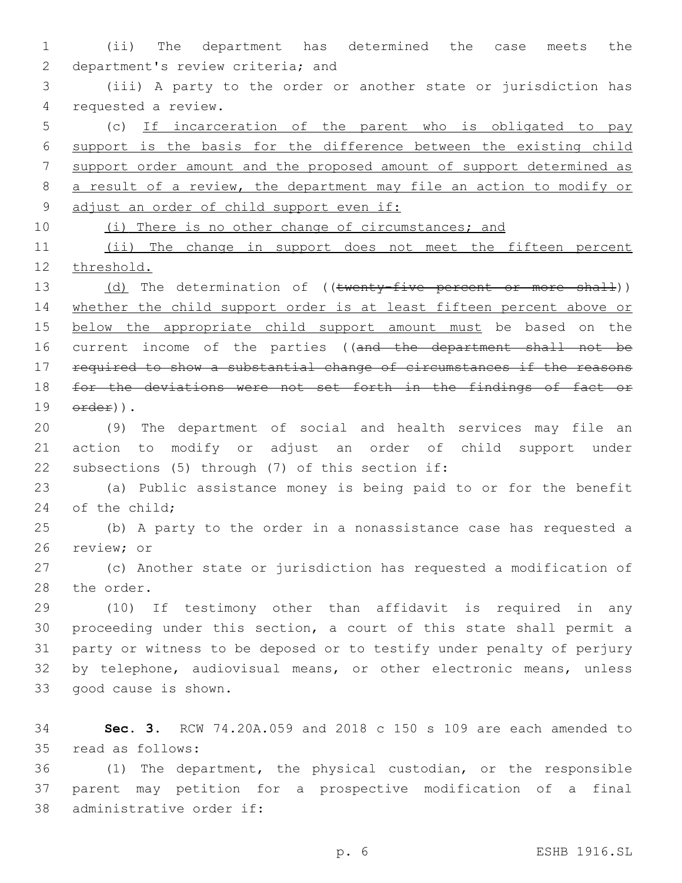(ii) The department has determined the case meets the department's review criteria; and

(iii) A party to the order or another state or jurisdiction has requested a review.

(c) If incarceration of the parent who is obligated to pay support is the basis for the difference between the existing child support order amount and the proposed amount of support determined as a result of a review, the department may file an action to modify or adjust an order of child support even if:

(i) There is no other change of circumstances; and

(ii) The change in support does not meet the fifteen percent threshold.

(d) The determination of ((~~twenty-five percent or more shall~~)) whether the child support order is at least fifteen percent above or below the appropriate child support amount must be based on the current income of the parties ((~~and the department shall not be required to show a substantial change of circumstances if the reasons for the deviations were not set forth in the findings of fact or order~~)).

(9) The department of social and health services may file an action to modify or adjust an order of child support under subsections (5) through (7) of this section if:

(a) Public assistance money is being paid to or for the benefit of the child;

(b) A party to the order in a nonassistance case has requested a review; or

(c) Another state or jurisdiction has requested a modification of the order.

(10) If testimony other than affidavit is required in any proceeding under this section, a court of this state shall permit a party or witness to be deposed or to testify under penalty of perjury by telephone, audiovisual means, or other electronic means, unless good cause is shown.

**Sec. 3.** RCW 74.20A.059 and 2018 c 150 s 109 are each amended to read as follows:

(1) The department, the physical custodian, or the responsible parent may petition for a prospective modification of a final administrative order if: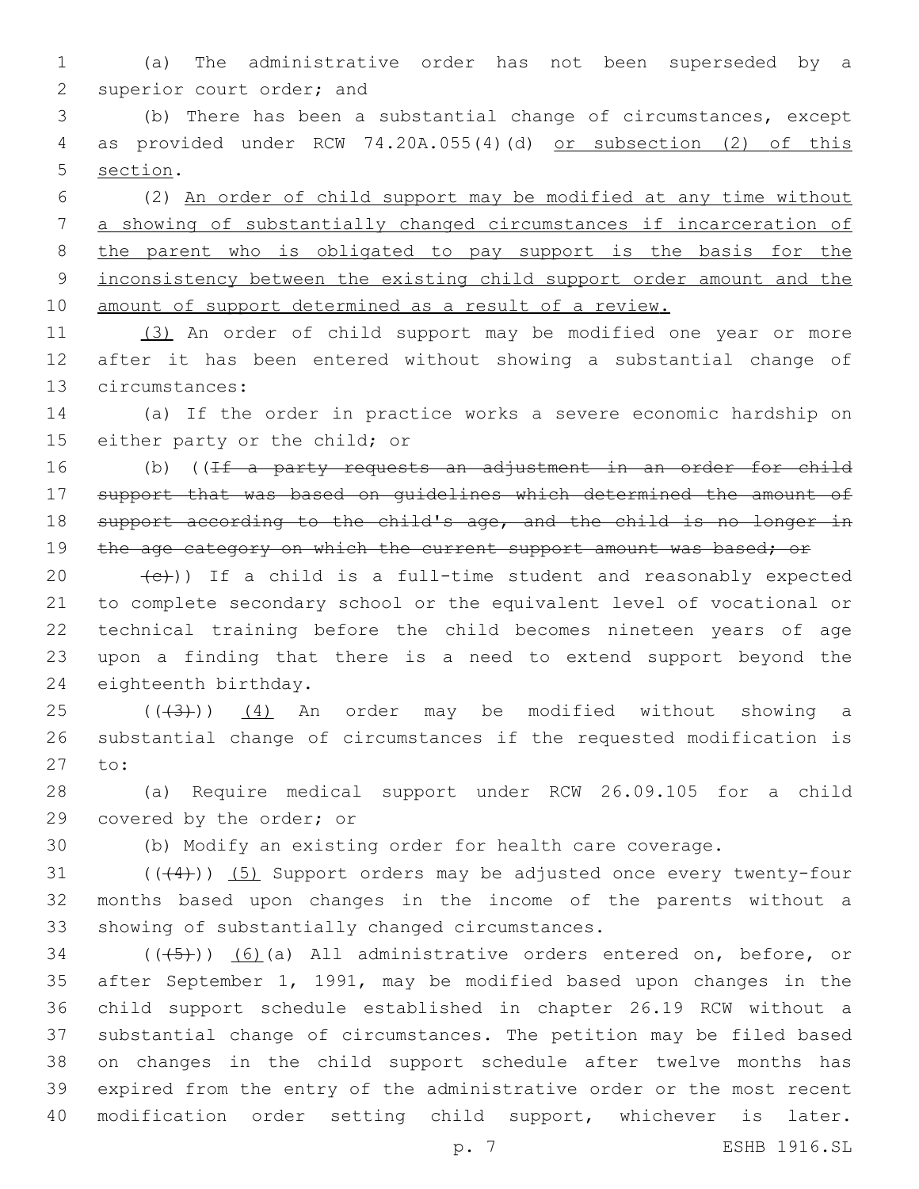(a) The administrative order has not been superseded by a superior court order; and

(b) There has been a substantial change of circumstances, except as provided under RCW 74.20A.055(4)(d) or subsection (2) of this section.

(2) An order of child support may be modified at any time without a showing of substantially changed circumstances if incarceration of the parent who is obligated to pay support is the basis for the inconsistency between the existing child support order amount and the amount of support determined as a result of a review.

(3) An order of child support may be modified one year or more after it has been entered without showing a substantial change of circumstances:

(a) If the order in practice works a severe economic hardship on either party or the child; or

(b) ((~~If a party requests an adjustment in an order for child support that was based on guidelines which determined the amount of support according to the child's age, and the child is no longer in the age category on which the current support amount was based; or~~

~~(c)~~)) If a child is a full-time student and reasonably expected to complete secondary school or the equivalent level of vocational or technical training before the child becomes nineteen years of age upon a finding that there is a need to extend support beyond the eighteenth birthday.

((~~(3)~~)) (4) An order may be modified without showing a substantial change of circumstances if the requested modification is to:

(a) Require medical support under RCW 26.09.105 for a child covered by the order; or

(b) Modify an existing order for health care coverage.

((~~(4)~~)) (5) Support orders may be adjusted once every twenty-four months based upon changes in the income of the parents without a showing of substantially changed circumstances.

((~~(5)~~)) (6)(a) All administrative orders entered on, before, or after September 1, 1991, may be modified based upon changes in the child support schedule established in chapter 26.19 RCW without a substantial change of circumstances. The petition may be filed based on changes in the child support schedule after twelve months has expired from the entry of the administrative order or the most recent modification order setting child support, whichever is later.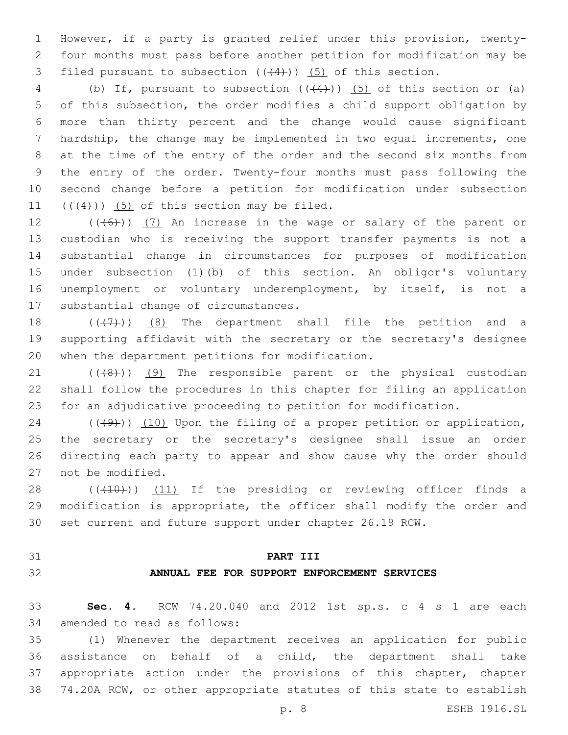However, if a party is granted relief under this provision, twenty-four months must pass before another petition for modification may be filed pursuant to subsection (((4))) (5) of this section.

(b) If, pursuant to subsection (((4))) (5) of this section or (a) of this subsection, the order modifies a child support obligation by more than thirty percent and the change would cause significant hardship, the change may be implemented in two equal increments, one at the time of the entry of the order and the second six months from the entry of the order. Twenty-four months must pass following the second change before a petition for modification under subsection (((4))) (5) of this section may be filed.

(((6))) (7) An increase in the wage or salary of the parent or custodian who is receiving the support transfer payments is not a substantial change in circumstances for purposes of modification under subsection (1)(b) of this section. An obligor's voluntary unemployment or voluntary underemployment, by itself, is not a substantial change of circumstances.

(((7))) (8) The department shall file the petition and a supporting affidavit with the secretary or the secretary's designee when the department petitions for modification.

(((8))) (9) The responsible parent or the physical custodian shall follow the procedures in this chapter for filing an application for an adjudicative proceeding to petition for modification.

(((9))) (10) Upon the filing of a proper petition or application, the secretary or the secretary's designee shall issue an order directing each party to appear and show cause why the order should not be modified.

(((10))) (11) If the presiding or reviewing officer finds a modification is appropriate, the officer shall modify the order and set current and future support under chapter 26.19 RCW.

**PART III**

**ANNUAL FEE FOR SUPPORT ENFORCEMENT SERVICES**

**Sec. 4.** RCW 74.20.040 and 2012 1st sp.s. c 4 s 1 are each amended to read as follows:

(1) Whenever the department receives an application for public assistance on behalf of a child, the department shall take appropriate action under the provisions of this chapter, chapter 74.20A RCW, or other appropriate statutes of this state to establish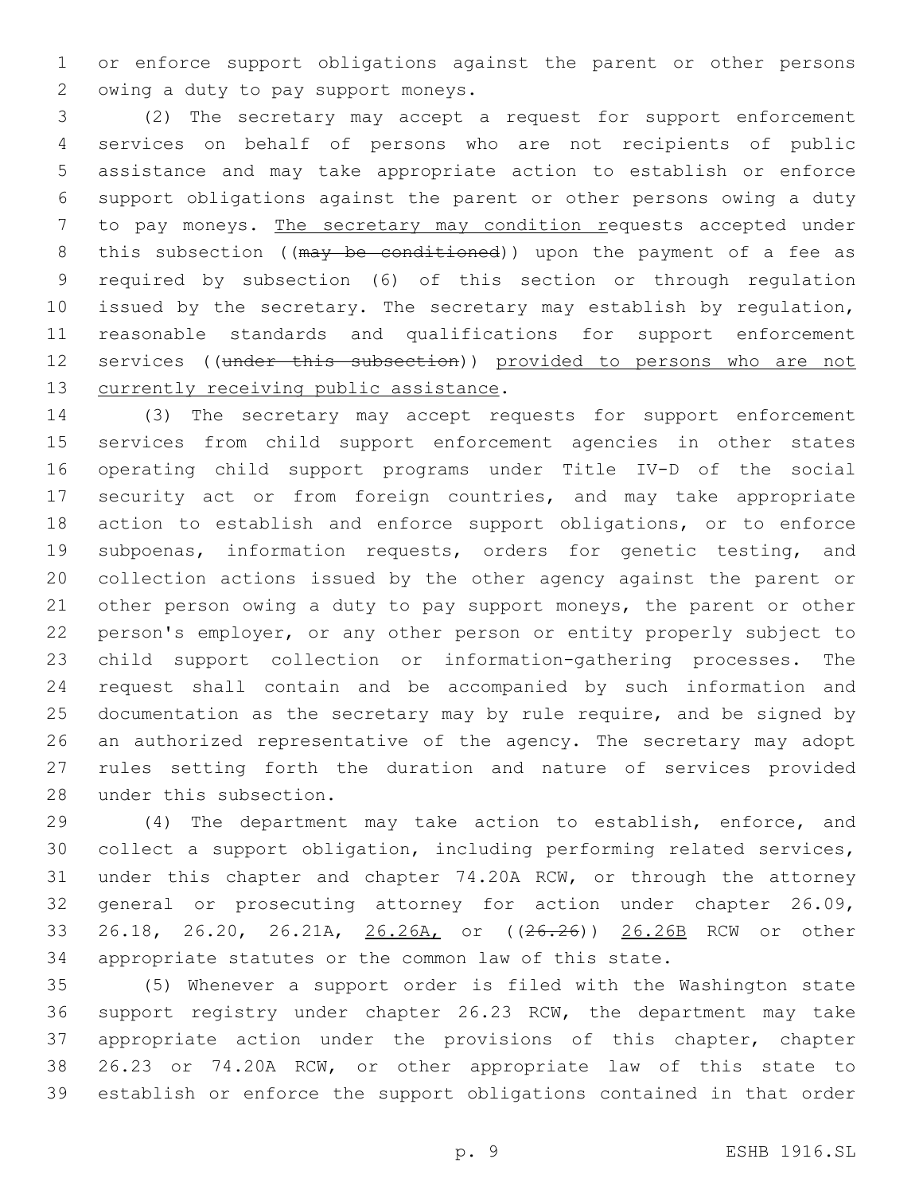or enforce support obligations against the parent or other persons owing a duty to pay support moneys.

(2) The secretary may accept a request for support enforcement services on behalf of persons who are not recipients of public assistance and may take appropriate action to establish or enforce support obligations against the parent or other persons owing a duty to pay moneys. <u>The secretary may condition r</u>equests accepted under this subsection ((~~may be conditioned~~)) upon the payment of a fee as required by subsection (6) of this section or through regulation issued by the secretary. The secretary may establish by regulation, reasonable standards and qualifications for support enforcement services ((~~under this subsection~~)) <u>provided to persons who are not currently receiving public assistance</u>.

(3) The secretary may accept requests for support enforcement services from child support enforcement agencies in other states operating child support programs under Title IV-D of the social security act or from foreign countries, and may take appropriate action to establish and enforce support obligations, or to enforce subpoenas, information requests, orders for genetic testing, and collection actions issued by the other agency against the parent or other person owing a duty to pay support moneys, the parent or other person's employer, or any other person or entity properly subject to child support collection or information-gathering processes. The request shall contain and be accompanied by such information and documentation as the secretary may by rule require, and be signed by an authorized representative of the agency. The secretary may adopt rules setting forth the duration and nature of services provided under this subsection.

(4) The department may take action to establish, enforce, and collect a support obligation, including performing related services, under this chapter and chapter 74.20A RCW, or through the attorney general or prosecuting attorney for action under chapter 26.09, 26.18, 26.20, 26.21A, <u>26.26A,</u> or ((~~26.26~~)) <u>26.26B</u> RCW or other appropriate statutes or the common law of this state.

(5) Whenever a support order is filed with the Washington state support registry under chapter 26.23 RCW, the department may take appropriate action under the provisions of this chapter, chapter 26.23 or 74.20A RCW, or other appropriate law of this state to establish or enforce the support obligations contained in that order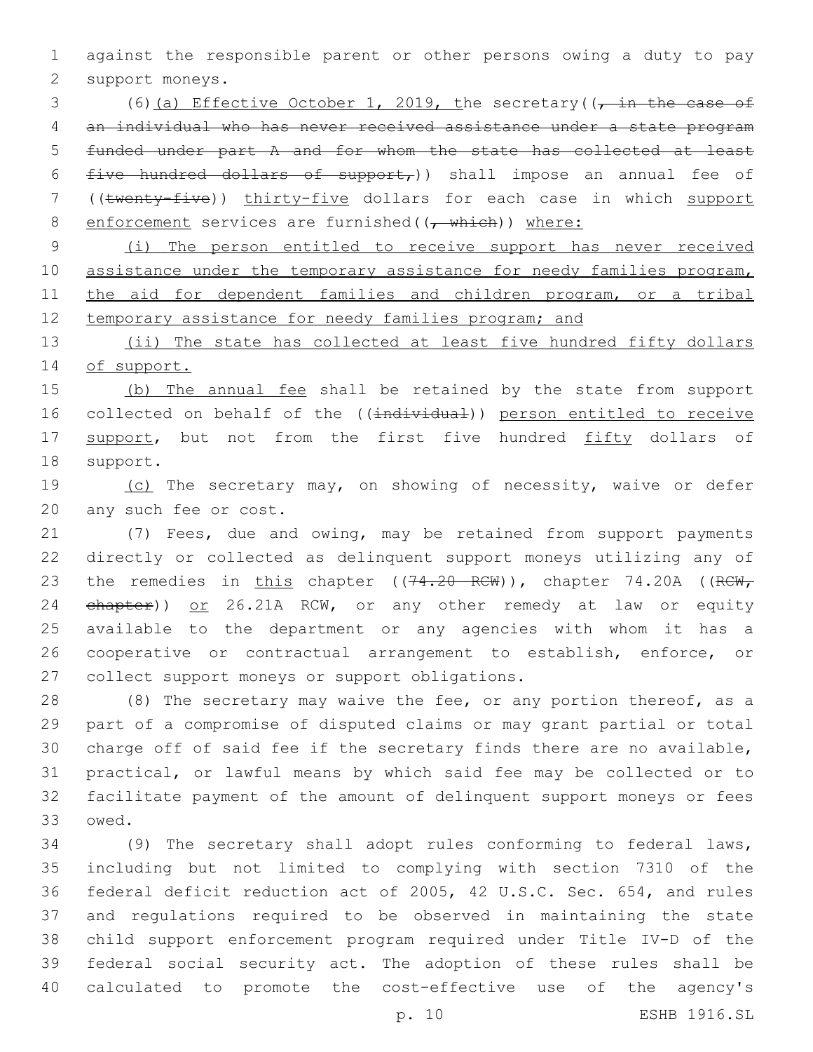against the responsible parent or other persons owing a duty to pay support moneys.

(6)(a) Effective October 1, 2019, the secretary((~~, in the case of an individual who has never received assistance under a state program funded under part A and for whom the state has collected at least five hundred dollars of support,~~)) shall impose an annual fee of ((~~twenty-five~~)) thirty-five dollars for each case in which support enforcement services are furnished((~~, which~~)) where:

(i) The person entitled to receive support has never received assistance under the temporary assistance for needy families program, the aid for dependent families and children program, or a tribal temporary assistance for needy families program; and

(ii) The state has collected at least five hundred fifty dollars of support.

(b) The annual fee shall be retained by the state from support collected on behalf of the ((~~individual~~)) person entitled to receive support, but not from the first five hundred fifty dollars of support.

(c) The secretary may, on showing of necessity, waive or defer any such fee or cost.

(7) Fees, due and owing, may be retained from support payments directly or collected as delinquent support moneys utilizing any of the remedies in this chapter ((~~74.20 RCW~~)), chapter 74.20A ((~~RCW, chapter~~)) or 26.21A RCW, or any other remedy at law or equity available to the department or any agencies with whom it has a cooperative or contractual arrangement to establish, enforce, or collect support moneys or support obligations.

(8) The secretary may waive the fee, or any portion thereof, as a part of a compromise of disputed claims or may grant partial or total charge off of said fee if the secretary finds there are no available, practical, or lawful means by which said fee may be collected or to facilitate payment of the amount of delinquent support moneys or fees owed.

(9) The secretary shall adopt rules conforming to federal laws, including but not limited to complying with section 7310 of the federal deficit reduction act of 2005, 42 U.S.C. Sec. 654, and rules and regulations required to be observed in maintaining the state child support enforcement program required under Title IV-D of the federal social security act. The adoption of these rules shall be calculated to promote the cost-effective use of the agency's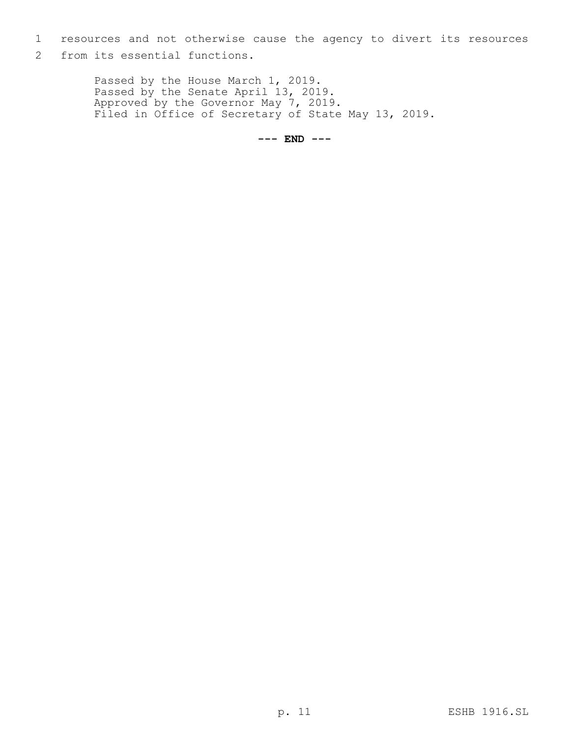resources and not otherwise cause the agency to divert its resources from its essential functions.

Passed by the House March 1, 2019.
Passed by the Senate April 13, 2019.
Approved by the Governor May 7, 2019.
Filed in Office of Secretary of State May 13, 2019.

**--- END ---**